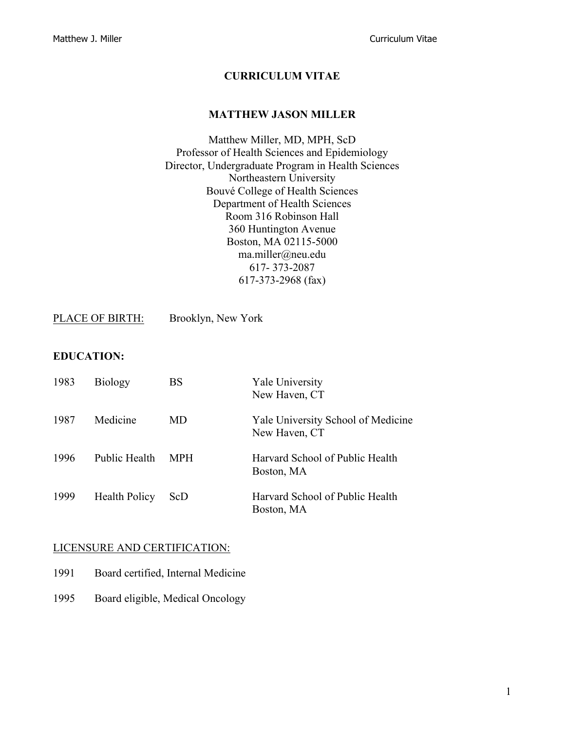# CURRICULUM VITAE

## MATTHEW JASON MILLER

Matthew Miller, MD, MPH, ScD
Professor of Health Sciences and Epidemiology
Director, Undergraduate Program in Health Sciences
Northeastern University
Bouvé College of Health Sciences
Department of Health Sciences
Room 316 Robinson Hall
360 Huntington Avenue
Boston, MA 02115-5000
ma.miller@neu.edu
617- 373-2087
617-373-2968 (fax)

PLACE OF BIRTH: Brooklyn, New York

**EDUCATION:**

| | | | |
|---|---|---|---|
| 1983 | Biology | BS | Yale University<br>New Haven, CT |
| 1987 | Medicine | MD | Yale University School of Medicine<br>New Haven, CT |
| 1996 | Public Health | MPH | Harvard School of Public Health<br>Boston, MA |
| 1999 | Health Policy | ScD | Harvard School of Public Health<br>Boston, MA |

LICENSURE AND CERTIFICATION:

1991 Board certified, Internal Medicine

1995 Board eligible, Medical Oncology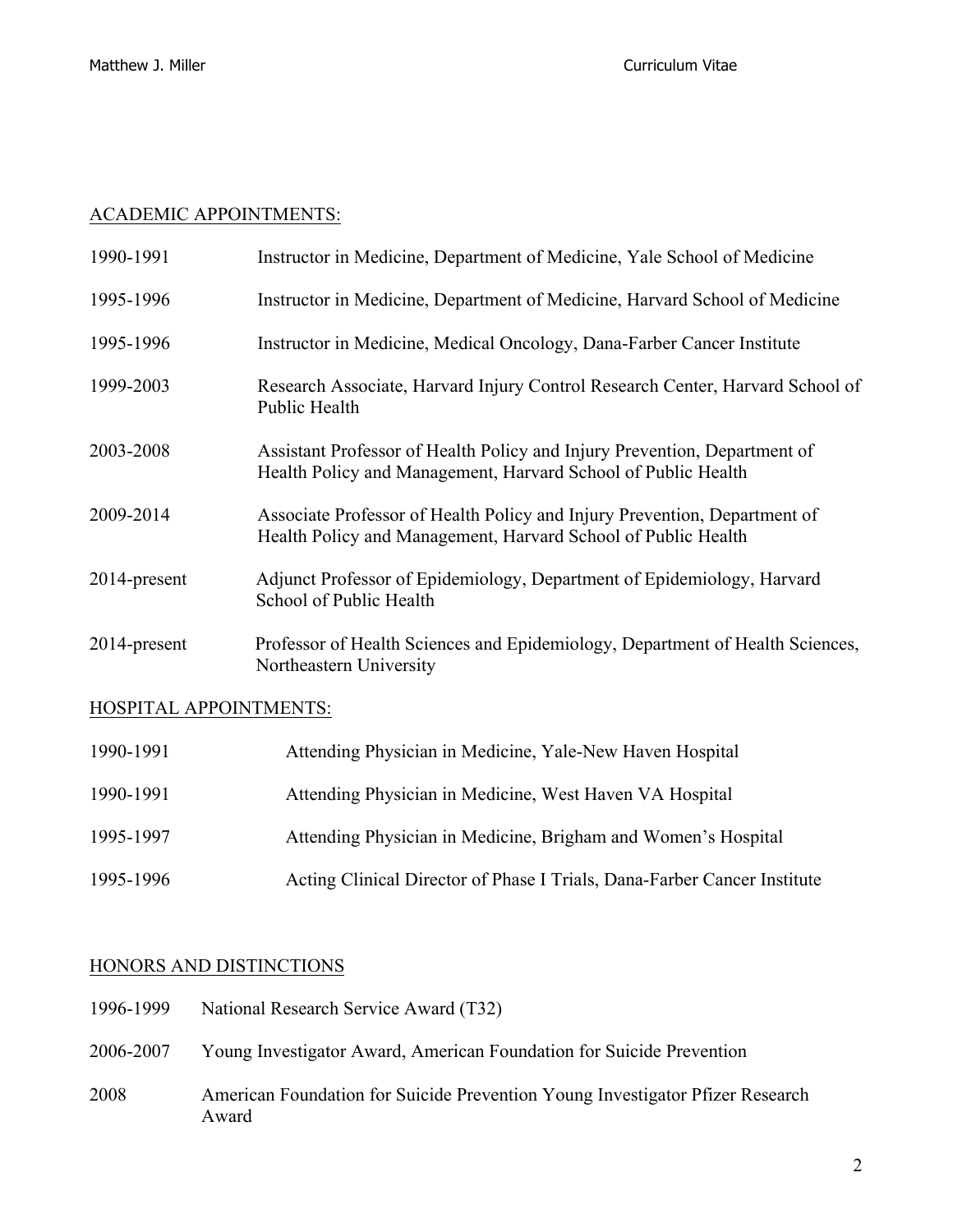## ACADEMIC APPOINTMENTS:

| | |
|---|---|
| 1990-1991 | Instructor in Medicine, Department of Medicine, Yale School of Medicine |
| 1995-1996 | Instructor in Medicine, Department of Medicine, Harvard School of Medicine |
| 1995-1996 | Instructor in Medicine, Medical Oncology, Dana-Farber Cancer Institute |
| 1999-2003 | Research Associate, Harvard Injury Control Research Center, Harvard School of Public Health |
| 2003-2008 | Assistant Professor of Health Policy and Injury Prevention, Department of Health Policy and Management, Harvard School of Public Health |
| 2009-2014 | Associate Professor of Health Policy and Injury Prevention, Department of Health Policy and Management, Harvard School of Public Health |
| 2014-present | Adjunct Professor of Epidemiology, Department of Epidemiology, Harvard School of Public Health |
| 2014-present | Professor of Health Sciences and Epidemiology, Department of Health Sciences, Northeastern University |

## HOSPITAL APPOINTMENTS:

| | |
|---|---|
| 1990-1991 | Attending Physician in Medicine, Yale-New Haven Hospital |
| 1990-1991 | Attending Physician in Medicine, West Haven VA Hospital |
| 1995-1997 | Attending Physician in Medicine, Brigham and Women's Hospital |
| 1995-1996 | Acting Clinical Director of Phase I Trials, Dana-Farber Cancer Institute |

## HONORS AND DISTINCTIONS

| | |
|---|---|
| 1996-1999 | National Research Service Award (T32) |
| 2006-2007 | Young Investigator Award, American Foundation for Suicide Prevention |
| 2008 | American Foundation for Suicide Prevention Young Investigator Pfizer Research Award |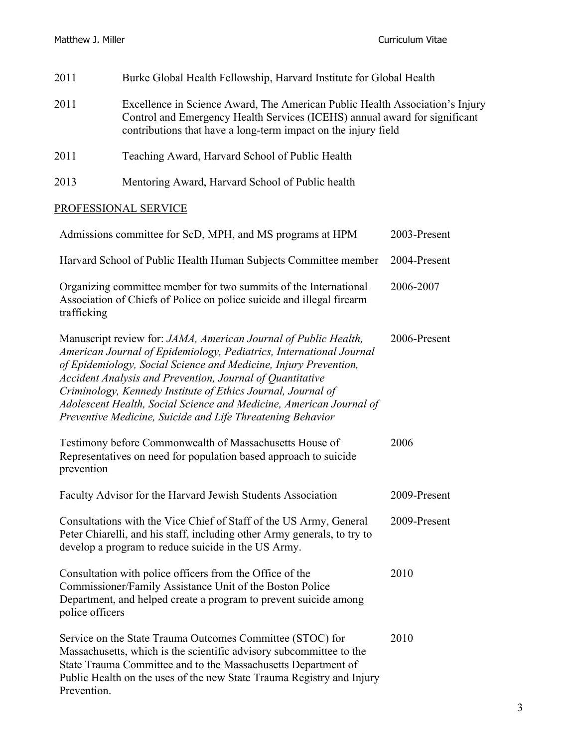| | |
|---|---|
| 2011 | Burke Global Health Fellowship, Harvard Institute for Global Health |
| 2011 | Excellence in Science Award, The American Public Health Association's Injury Control and Emergency Health Services (ICEHS) annual award for significant contributions that have a long-term impact on the injury field |
| 2011 | Teaching Award, Harvard School of Public Health |
| 2013 | Mentoring Award, Harvard School of Public health |

## PROFESSIONAL SERVICE

| | |
|---|---|
| Admissions committee for ScD, MPH, and MS programs at HPM | 2003-Present |
| Harvard School of Public Health Human Subjects Committee member | 2004-Present |
| Organizing committee member for two summits of the International Association of Chiefs of Police on police suicide and illegal firearm trafficking | 2006-2007 |
| Manuscript review for: *JAMA, American Journal of Public Health, American Journal of Epidemiology, Pediatrics, International Journal of Epidemiology, Social Science and Medicine, Injury Prevention, Accident Analysis and Prevention, Journal of Quantitative Criminology, Kennedy Institute of Ethics Journal, Journal of Adolescent Health, Social Science and Medicine, American Journal of Preventive Medicine, Suicide and Life Threatening Behavior* | 2006-Present |
| Testimony before Commonwealth of Massachusetts House of Representatives on need for population based approach to suicide prevention | 2006 |
| Faculty Advisor for the Harvard Jewish Students Association | 2009-Present |
| Consultations with the Vice Chief of Staff of the US Army, General Peter Chiarelli, and his staff, including other Army generals, to try to develop a program to reduce suicide in the US Army. | 2009-Present |
| Consultation with police officers from the Office of the Commissioner/Family Assistance Unit of the Boston Police Department, and helped create a program to prevent suicide among police officers | 2010 |
| Service on the State Trauma Outcomes Committee (STOC) for Massachusetts, which is the scientific advisory subcommittee to the State Trauma Committee and to the Massachusetts Department of Public Health on the uses of the new State Trauma Registry and Injury Prevention. | 2010 |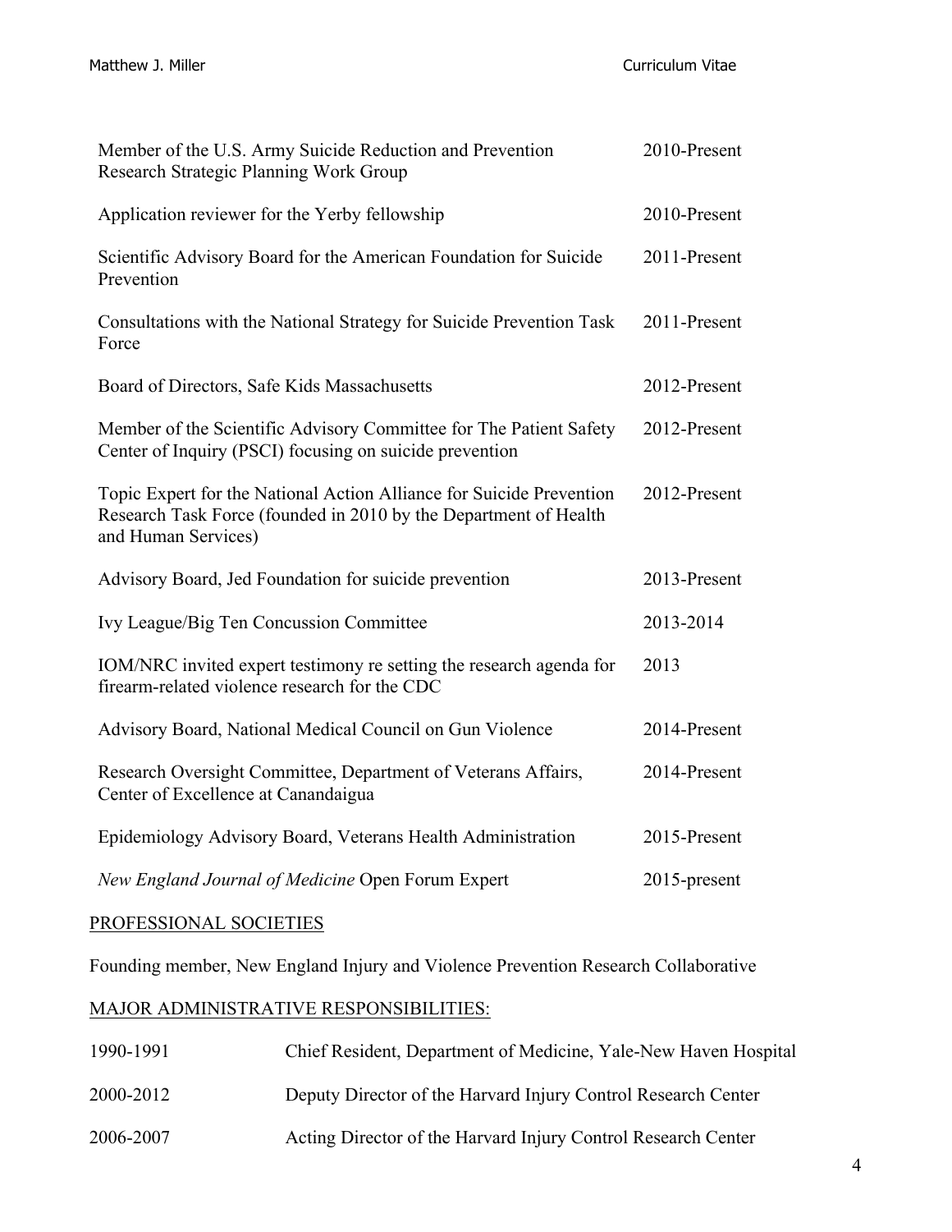| | |
|---|---|
| Member of the U.S. Army Suicide Reduction and Prevention Research Strategic Planning Work Group | 2010-Present |
| Application reviewer for the Yerby fellowship | 2010-Present |
| Scientific Advisory Board for the American Foundation for Suicide Prevention | 2011-Present |
| Consultations with the National Strategy for Suicide Prevention Task Force | 2011-Present |
| Board of Directors, Safe Kids Massachusetts | 2012-Present |
| Member of the Scientific Advisory Committee for The Patient Safety Center of Inquiry (PSCI) focusing on suicide prevention | 2012-Present |
| Topic Expert for the National Action Alliance for Suicide Prevention Research Task Force (founded in 2010 by the Department of Health and Human Services) | 2012-Present |
| Advisory Board, Jed Foundation for suicide prevention | 2013-Present |
| Ivy League/Big Ten Concussion Committee | 2013-2014 |
| IOM/NRC invited expert testimony re setting the research agenda for firearm-related violence research for the CDC | 2013 |
| Advisory Board, National Medical Council on Gun Violence | 2014-Present |
| Research Oversight Committee, Department of Veterans Affairs, Center of Excellence at Canandaigua | 2014-Present |
| Epidemiology Advisory Board, Veterans Health Administration | 2015-Present |
| *New England Journal of Medicine* Open Forum Expert | 2015-present |

## PROFESSIONAL SOCIETIES

Founding member, New England Injury and Violence Prevention Research Collaborative

## MAJOR ADMINISTRATIVE RESPONSIBILITIES:

| | |
|---|---|
| 1990-1991 | Chief Resident, Department of Medicine, Yale-New Haven Hospital |
| 2000-2012 | Deputy Director of the Harvard Injury Control Research Center |
| 2006-2007 | Acting Director of the Harvard Injury Control Research Center |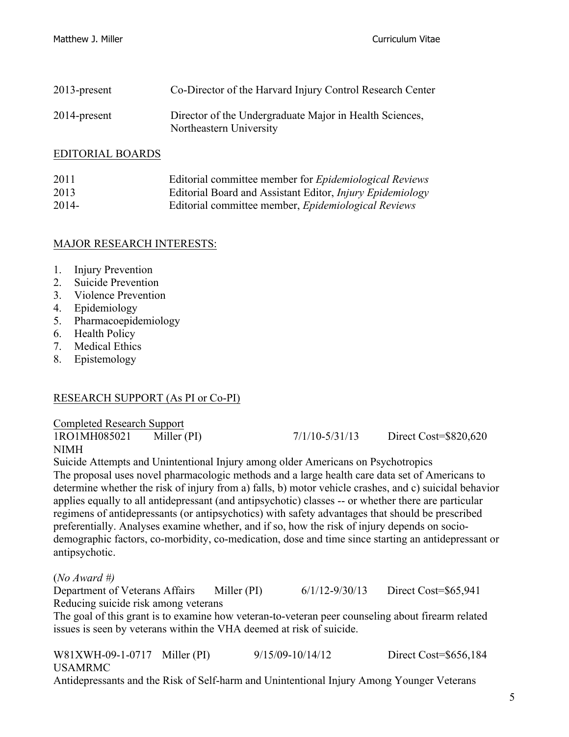| | |
|---|---|
| 2013-present | Co-Director of the Harvard Injury Control Research Center |
| 2014-present | Director of the Undergraduate Major in Health Sciences, Northeastern University |

## EDITORIAL BOARDS

| | |
|---|---|
| 2011 | Editorial committee member for *Epidemiological Reviews* |
| 2013 | Editorial Board and Assistant Editor, *Injury Epidemiology* |
| 2014- | Editorial committee member, *Epidemiological Reviews* |

## MAJOR RESEARCH INTERESTS:

1. Injury Prevention
2. Suicide Prevention
3. Violence Prevention
4. Epidemiology
5. Pharmacoepidemiology
6. Health Policy
7. Medical Ethics
8. Epistemology

## RESEARCH SUPPORT (As PI or Co-PI)

### Completed Research Support

1RO1MH085021 Miller (PI) 7/1/10-5/31/13 Direct Cost=$820,620
NIMH
Suicide Attempts and Unintentional Injury among older Americans on Psychotropics
The proposal uses novel pharmacologic methods and a large health care data set of Americans to determine whether the risk of injury from a) falls, b) motor vehicle crashes, and c) suicidal behavior applies equally to all antidepressant (and antipsychotic) classes -- or whether there are particular regimens of antidepressants (or antipsychotics) with safety advantages that should be prescribed preferentially. Analyses examine whether, and if so, how the risk of injury depends on socio-demographic factors, co-morbidity, co-medication, dose and time since starting an antidepressant or antipsychotic.

(*No Award #)*
Department of Veterans Affairs Miller (PI) 6/1/12-9/30/13 Direct Cost=$65,941
Reducing suicide risk among veterans
The goal of this grant is to examine how veteran-to-veteran peer counseling about firearm related issues is seen by veterans within the VHA deemed at risk of suicide.

W81XWH-09-1-0717 Miller (PI) 9/15/09-10/14/12 Direct Cost=$656,184
USAMRMC
Antidepressants and the Risk of Self-harm and Unintentional Injury Among Younger Veterans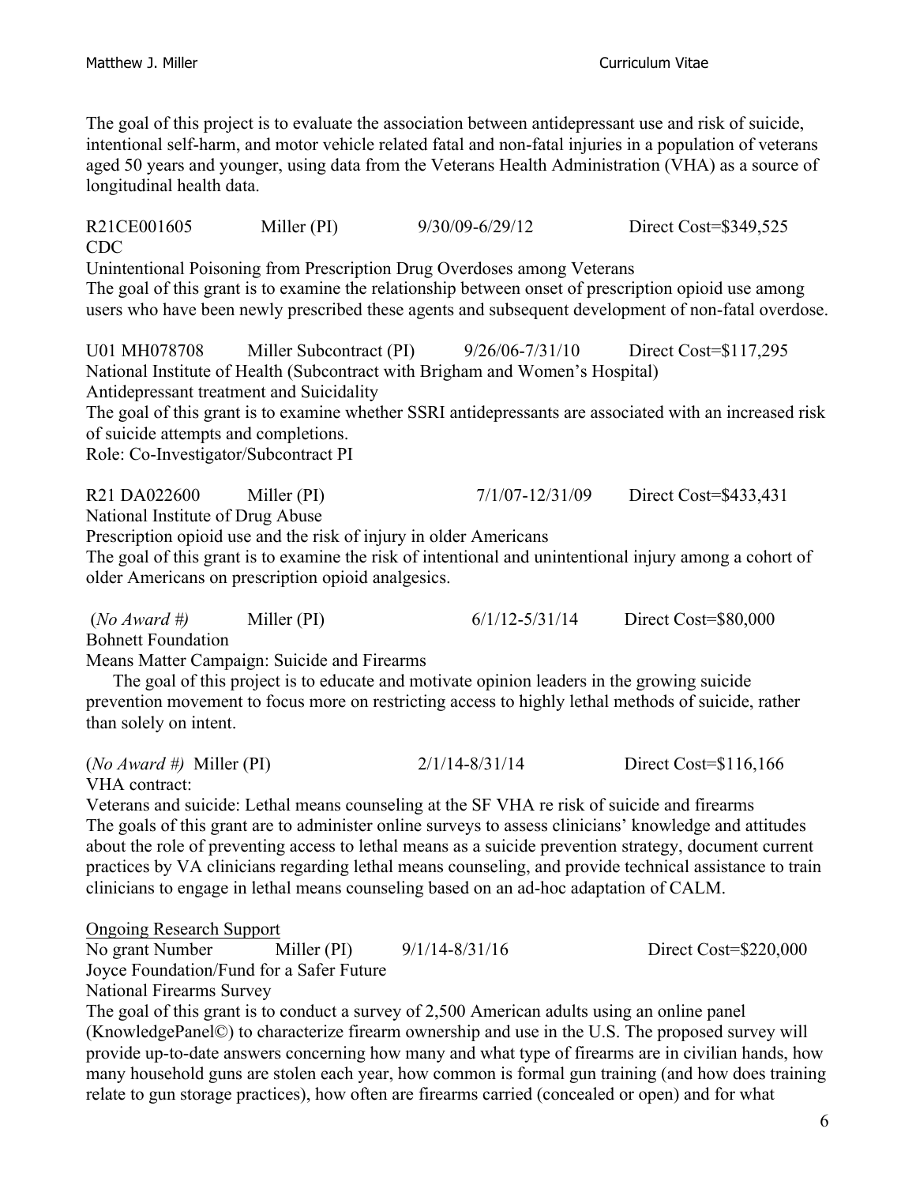The goal of this project is to evaluate the association between antidepressant use and risk of suicide, intentional self-harm, and motor vehicle related fatal and non-fatal injuries in a population of veterans aged 50 years and younger, using data from the Veterans Health Administration (VHA) as a source of longitudinal health data.

R21CE001605 Miller (PI) 9/30/09-6/29/12 Direct Cost=$349,525
CDC
Unintentional Poisoning from Prescription Drug Overdoses among Veterans
The goal of this grant is to examine the relationship between onset of prescription opioid use among users who have been newly prescribed these agents and subsequent development of non-fatal overdose.

U01 MH078708 Miller Subcontract (PI) 9/26/06-7/31/10 Direct Cost=$117,295
National Institute of Health (Subcontract with Brigham and Women's Hospital)
Antidepressant treatment and Suicidality
The goal of this grant is to examine whether SSRI antidepressants are associated with an increased risk of suicide attempts and completions.
Role: Co-Investigator/Subcontract PI

R21 DA022600 Miller (PI) 7/1/07-12/31/09 Direct Cost=$433,431
National Institute of Drug Abuse
Prescription opioid use and the risk of injury in older Americans
The goal of this grant is to examine the risk of intentional and unintentional injury among a cohort of older Americans on prescription opioid analgesics.

(*No Award #*) Miller (PI) 6/1/12-5/31/14 Direct Cost=$80,000
Bohnett Foundation
Means Matter Campaign: Suicide and Firearms
The goal of this project is to educate and motivate opinion leaders in the growing suicide prevention movement to focus more on restricting access to highly lethal methods of suicide, rather than solely on intent.

(*No Award #*) Miller (PI) 2/1/14-8/31/14 Direct Cost=$116,166
VHA contract:
Veterans and suicide: Lethal means counseling at the SF VHA re risk of suicide and firearms
The goals of this grant are to administer online surveys to assess clinicians' knowledge and attitudes about the role of preventing access to lethal means as a suicide prevention strategy, document current practices by VA clinicians regarding lethal means counseling, and provide technical assistance to train clinicians to engage in lethal means counseling based on an ad-hoc adaptation of CALM.

Ongoing Research Support

No grant Number Miller (PI) 9/1/14-8/31/16 Direct Cost=$220,000
Joyce Foundation/Fund for a Safer Future
National Firearms Survey
The goal of this grant is to conduct a survey of 2,500 American adults using an online panel (KnowledgePanel©) to characterize firearm ownership and use in the U.S. The proposed survey will provide up-to-date answers concerning how many and what type of firearms are in civilian hands, how many household guns are stolen each year, how common is formal gun training (and how does training relate to gun storage practices), how often are firearms carried (concealed or open) and for what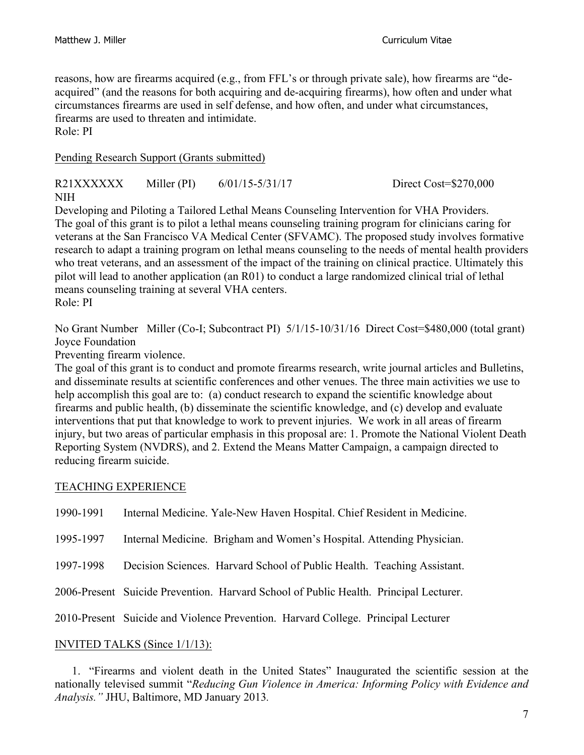reasons, how are firearms acquired (e.g., from FFL's or through private sale), how firearms are "de-acquired" (and the reasons for both acquiring and de-acquiring firearms), how often and under what circumstances firearms are used in self defense, and how often, and under what circumstances, firearms are used to threaten and intimidate.
Role: PI

Pending Research Support (Grants submitted)

R21XXXXXX Miller (PI) 6/01/15-5/31/17 Direct Cost=$270,000
NIH
Developing and Piloting a Tailored Lethal Means Counseling Intervention for VHA Providers.
The goal of this grant is to pilot a lethal means counseling training program for clinicians caring for veterans at the San Francisco VA Medical Center (SFVAMC). The proposed study involves formative research to adapt a training program on lethal means counseling to the needs of mental health providers who treat veterans, and an assessment of the impact of the training on clinical practice. Ultimately this pilot will lead to another application (an R01) to conduct a large randomized clinical trial of lethal means counseling training at several VHA centers.
Role: PI

No Grant Number Miller (Co-I; Subcontract PI) 5/1/15-10/31/16 Direct Cost=$480,000 (total grant)
Joyce Foundation
Preventing firearm violence.
The goal of this grant is to conduct and promote firearms research, write journal articles and Bulletins, and disseminate results at scientific conferences and other venues. The three main activities we use to help accomplish this goal are to: (a) conduct research to expand the scientific knowledge about firearms and public health, (b) disseminate the scientific knowledge, and (c) develop and evaluate interventions that put that knowledge to work to prevent injuries. We work in all areas of firearm injury, but two areas of particular emphasis in this proposal are: 1. Promote the National Violent Death Reporting System (NVDRS), and 2. Extend the Means Matter Campaign, a campaign directed to reducing firearm suicide.

## TEACHING EXPERIENCE

1990-1991 Internal Medicine. Yale-New Haven Hospital. Chief Resident in Medicine.

1995-1997 Internal Medicine. Brigham and Women's Hospital. Attending Physician.

1997-1998 Decision Sciences. Harvard School of Public Health. Teaching Assistant.

2006-Present Suicide Prevention. Harvard School of Public Health. Principal Lecturer.

2010-Present Suicide and Violence Prevention. Harvard College. Principal Lecturer

## INVITED TALKS (Since 1/1/13):

1. "Firearms and violent death in the United States" Inaugurated the scientific session at the nationally televised summit "*Reducing Gun Violence in America: Informing Policy with Evidence and Analysis.*" JHU, Baltimore, MD January 2013.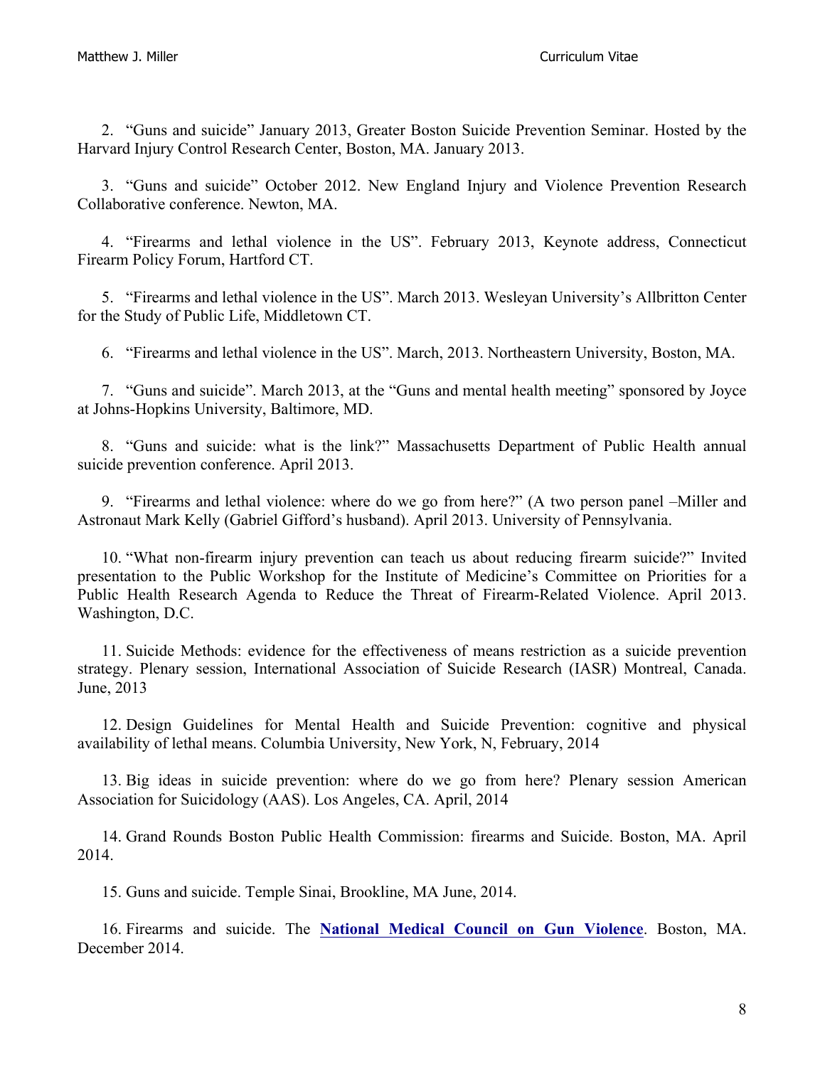2. "Guns and suicide" January 2013, Greater Boston Suicide Prevention Seminar. Hosted by the Harvard Injury Control Research Center, Boston, MA. January 2013.

3. "Guns and suicide" October 2012. New England Injury and Violence Prevention Research Collaborative conference. Newton, MA.

4. "Firearms and lethal violence in the US". February 2013, Keynote address, Connecticut Firearm Policy Forum, Hartford CT.

5. "Firearms and lethal violence in the US". March 2013. Wesleyan University's Allbritton Center for the Study of Public Life, Middletown CT.

6. "Firearms and lethal violence in the US". March, 2013. Northeastern University, Boston, MA.

7. "Guns and suicide". March 2013, at the "Guns and mental health meeting" sponsored by Joyce at Johns-Hopkins University, Baltimore, MD.

8. "Guns and suicide: what is the link?" Massachusetts Department of Public Health annual suicide prevention conference. April 2013.

9. "Firearms and lethal violence: where do we go from here?" (A two person panel –Miller and Astronaut Mark Kelly (Gabriel Gifford's husband). April 2013. University of Pennsylvania.

10. "What non-firearm injury prevention can teach us about reducing firearm suicide?" Invited presentation to the Public Workshop for the Institute of Medicine's Committee on Priorities for a Public Health Research Agenda to Reduce the Threat of Firearm-Related Violence. April 2013. Washington, D.C.

11. Suicide Methods: evidence for the effectiveness of means restriction as a suicide prevention strategy. Plenary session, International Association of Suicide Research (IASR) Montreal, Canada. June, 2013

12. Design Guidelines for Mental Health and Suicide Prevention: cognitive and physical availability of lethal means. Columbia University, New York, N, February, 2014

13. Big ideas in suicide prevention: where do we go from here? Plenary session American Association for Suicidology (AAS). Los Angeles, CA. April, 2014

14. Grand Rounds Boston Public Health Commission: firearms and Suicide. Boston, MA. April 2014.

15. Guns and suicide. Temple Sinai, Brookline, MA June, 2014.

16. Firearms and suicide. The **National Medical Council on Gun Violence**. Boston, MA. December 2014.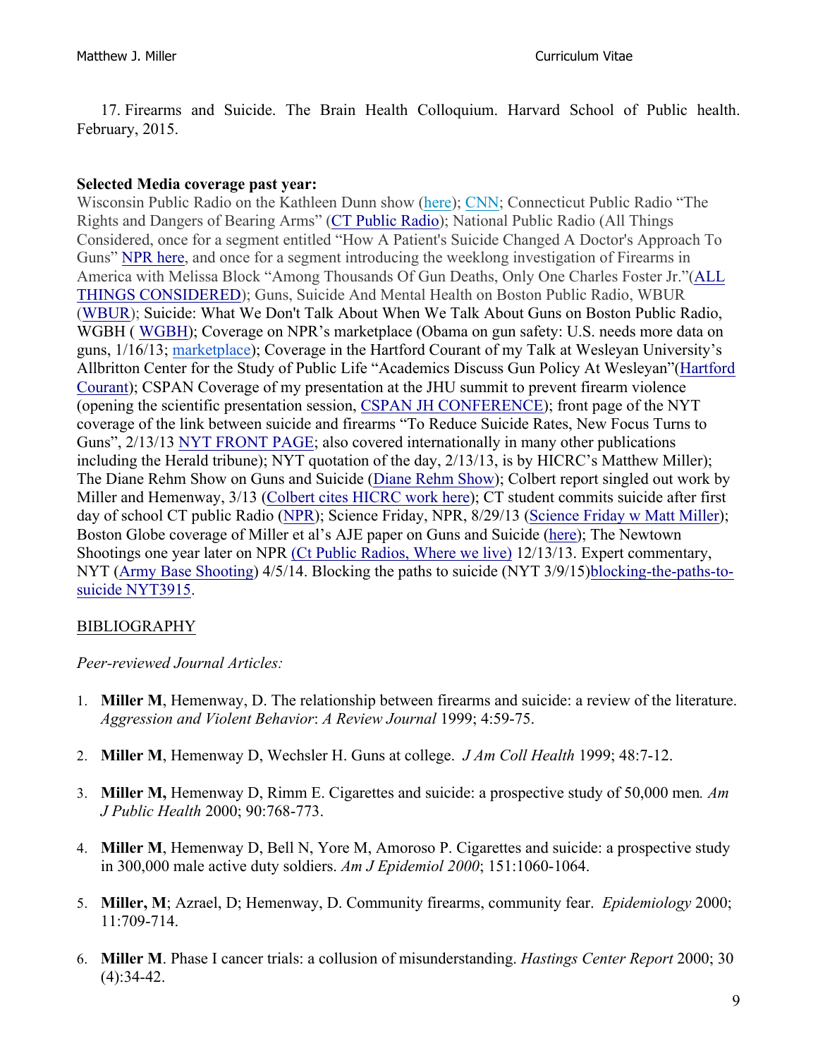17. Firearms and Suicide. The Brain Health Colloquium. Harvard School of Public health. February, 2015.

**Selected Media coverage past year:**
Wisconsin Public Radio on the Kathleen Dunn show (here); CNN; Connecticut Public Radio "The Rights and Dangers of Bearing Arms" (CT Public Radio); National Public Radio (All Things Considered, once for a segment entitled "How A Patient's Suicide Changed A Doctor's Approach To Guns" NPR here, and once for a segment introducing the weeklong investigation of Firearms in America with Melissa Block "Among Thousands Of Gun Deaths, Only One Charles Foster Jr."(ALL THINGS CONSIDERED); Guns, Suicide And Mental Health on Boston Public Radio, WBUR (WBUR); Suicide: What We Don't Talk About When We Talk About Guns on Boston Public Radio, WGBH ( WGBH); Coverage on NPR's marketplace (Obama on gun safety: U.S. needs more data on guns, 1/16/13; marketplace); Coverage in the Hartford Courant of my Talk at Wesleyan University's Allbritton Center for the Study of Public Life "Academics Discuss Gun Policy At Wesleyan"(Hartford Courant); CSPAN Coverage of my presentation at the JHU summit to prevent firearm violence (opening the scientific presentation session, CSPAN JH CONFERENCE); front page of the NYT coverage of the link between suicide and firearms "To Reduce Suicide Rates, New Focus Turns to Guns", 2/13/13 NYT FRONT PAGE; also covered internationally in many other publications including the Herald tribune); NYT quotation of the day, 2/13/13, is by HICRC's Matthew Miller); The Diane Rehm Show on Guns and Suicide (Diane Rehm Show); Colbert report singled out work by Miller and Hemenway, 3/13 (Colbert cites HICRC work here); CT student commits suicide after first day of school CT public Radio (NPR); Science Friday, NPR, 8/29/13 (Science Friday w Matt Miller); Boston Globe coverage of Miller et al's AJE paper on Guns and Suicide (here); The Newtown Shootings one year later on NPR (Ct Public Radios, Where we live) 12/13/13. Expert commentary, NYT (Army Base Shooting) 4/5/14. Blocking the paths to suicide (NYT 3/9/15)blocking-the-paths-to-suicide NYT3915.

## BIBLIOGRAPHY

*Peer-reviewed Journal Articles:*

1. **Miller M**, Hemenway, D. The relationship between firearms and suicide: a review of the literature. *Aggression and Violent Behavior*: *A Review Journal* 1999; 4:59-75.

2. **Miller M**, Hemenway D, Wechsler H. Guns at college. *J Am Coll Health* 1999; 48:7-12.

3. **Miller M,** Hemenway D, Rimm E. Cigarettes and suicide: a prospective study of 50,000 men*. Am J Public Health* 2000; 90:768-773.

4. **Miller M**, Hemenway D, Bell N, Yore M, Amoroso P. Cigarettes and suicide: a prospective study in 300,000 male active duty soldiers. *Am J Epidemiol 2000*; 151:1060-1064.

5. **Miller, M**; Azrael, D; Hemenway, D. Community firearms, community fear. *Epidemiology* 2000; 11:709-714.

6. **Miller M**. Phase I cancer trials: a collusion of misunderstanding. *Hastings Center Report* 2000; 30 (4):34-42.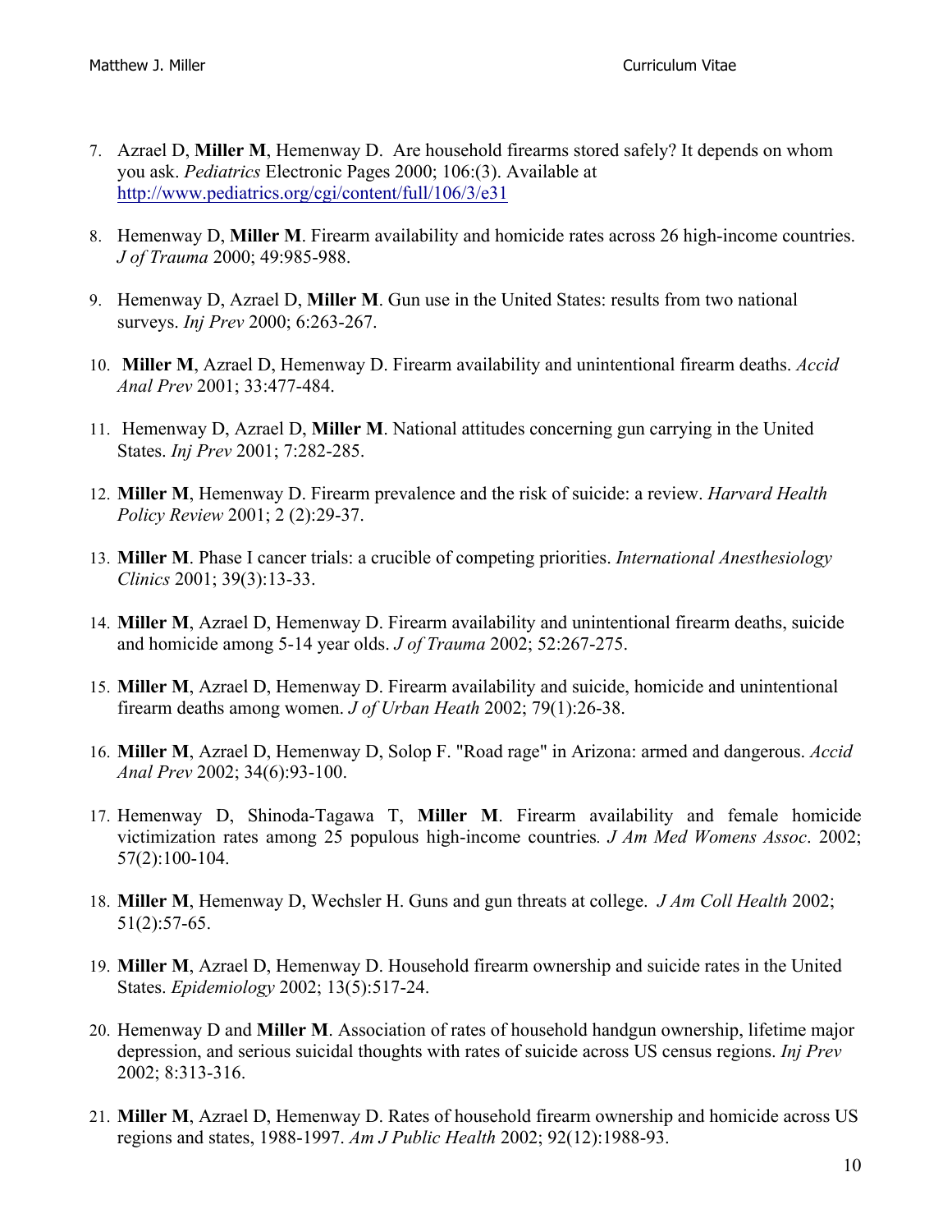7. Azrael D, **Miller M**, Hemenway D. Are household firearms stored safely? It depends on whom you ask. *Pediatrics* Electronic Pages 2000; 106:(3). Available at http://www.pediatrics.org/cgi/content/full/106/3/e31

8. Hemenway D, **Miller M**. Firearm availability and homicide rates across 26 high-income countries. *J of Trauma* 2000; 49:985-988.

9. Hemenway D, Azrael D, **Miller M**. Gun use in the United States: results from two national surveys. *Inj Prev* 2000; 6:263-267.

10. **Miller M**, Azrael D, Hemenway D. Firearm availability and unintentional firearm deaths. *Accid Anal Prev* 2001; 33:477-484.

11. Hemenway D, Azrael D, **Miller M**. National attitudes concerning gun carrying in the United States. *Inj Prev* 2001; 7:282-285.

12. **Miller M**, Hemenway D. Firearm prevalence and the risk of suicide: a review. *Harvard Health Policy Review* 2001; 2 (2):29-37.

13. **Miller M**. Phase I cancer trials: a crucible of competing priorities. *International Anesthesiology Clinics* 2001; 39(3):13-33.

14. **Miller M**, Azrael D, Hemenway D. Firearm availability and unintentional firearm deaths, suicide and homicide among 5-14 year olds. *J of Trauma* 2002; 52:267-275.

15. **Miller M**, Azrael D, Hemenway D. Firearm availability and suicide, homicide and unintentional firearm deaths among women. *J of Urban Heath* 2002; 79(1):26-38.

16. **Miller M**, Azrael D, Hemenway D, Solop F. "Road rage" in Arizona: armed and dangerous. *Accid Anal Prev* 2002; 34(6):93-100.

17. Hemenway D, Shinoda-Tagawa T, **Miller M**. Firearm availability and female homicide victimization rates among 25 populous high-income countries. *J Am Med Womens Assoc*. 2002; 57(2):100-104.

18. **Miller M**, Hemenway D, Wechsler H. Guns and gun threats at college. *J Am Coll Health* 2002; 51(2):57-65.

19. **Miller M**, Azrael D, Hemenway D. Household firearm ownership and suicide rates in the United States. *Epidemiology* 2002; 13(5):517-24.

20. Hemenway D and **Miller M**. Association of rates of household handgun ownership, lifetime major depression, and serious suicidal thoughts with rates of suicide across US census regions. *Inj Prev* 2002; 8:313-316.

21. **Miller M**, Azrael D, Hemenway D. Rates of household firearm ownership and homicide across US regions and states, 1988-1997. *Am J Public Health* 2002; 92(12):1988-93.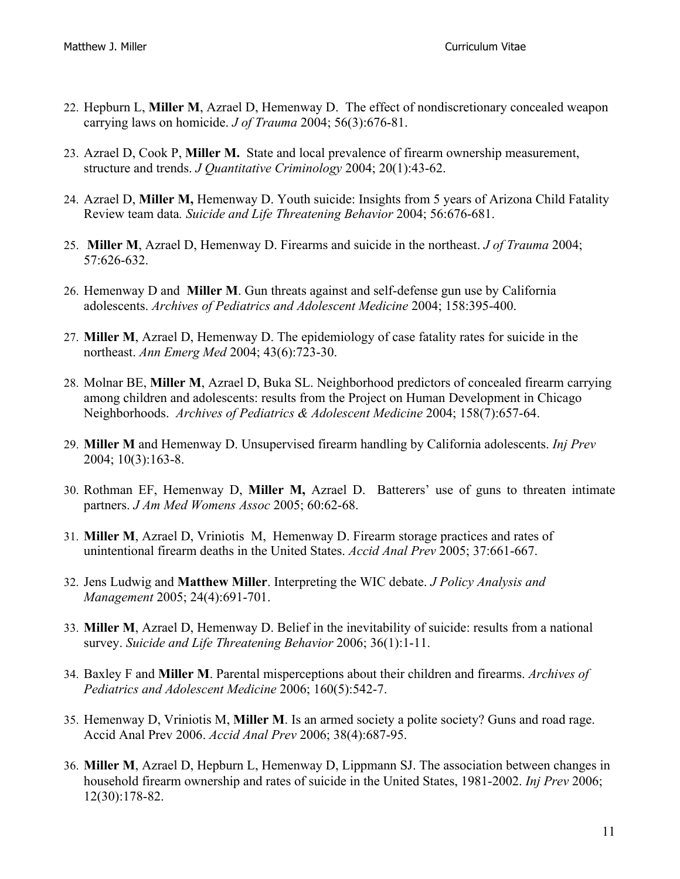22. Hepburn L, **Miller M**, Azrael D, Hemenway D. The effect of nondiscretionary concealed weapon carrying laws on homicide. *J of Trauma* 2004; 56(3):676-81.

23. Azrael D, Cook P, **Miller M.** State and local prevalence of firearm ownership measurement, structure and trends. *J Quantitative Criminology* 2004; 20(1):43-62.

24. Azrael D, **Miller M,** Hemenway D. Youth suicide: Insights from 5 years of Arizona Child Fatality Review team data*. Suicide and Life Threatening Behavior* 2004; 56:676-681.

25. **Miller M**, Azrael D, Hemenway D. Firearms and suicide in the northeast. *J of Trauma* 2004; 57:626-632.

26. Hemenway D and **Miller M**. Gun threats against and self-defense gun use by California adolescents. *Archives of Pediatrics and Adolescent Medicine* 2004; 158:395-400.

27. **Miller M**, Azrael D, Hemenway D. The epidemiology of case fatality rates for suicide in the northeast. *Ann Emerg Med* 2004; 43(6):723-30.

28. Molnar BE, **Miller M**, Azrael D, Buka SL. Neighborhood predictors of concealed firearm carrying among children and adolescents: results from the Project on Human Development in Chicago Neighborhoods. *Archives of Pediatrics & Adolescent Medicine* 2004; 158(7):657-64.

29. **Miller M** and Hemenway D. Unsupervised firearm handling by California adolescents. *Inj Prev* 2004; 10(3):163-8.

30. Rothman EF, Hemenway D, **Miller M,** Azrael D. Batterers' use of guns to threaten intimate partners. *J Am Med Womens Assoc* 2005; 60:62-68.

31. **Miller M**, Azrael D, Vriniotis M, Hemenway D. Firearm storage practices and rates of unintentional firearm deaths in the United States. *Accid Anal Prev* 2005; 37:661-667.

32. Jens Ludwig and **Matthew Miller**. Interpreting the WIC debate. *J Policy Analysis and Management* 2005; 24(4):691-701.

33. **Miller M**, Azrael D, Hemenway D. Belief in the inevitability of suicide: results from a national survey. *Suicide and Life Threatening Behavior* 2006; 36(1):1-11.

34. Baxley F and **Miller M**. Parental misperceptions about their children and firearms. *Archives of Pediatrics and Adolescent Medicine* 2006; 160(5):542-7.

35. Hemenway D, Vriniotis M, **Miller M**. Is an armed society a polite society? Guns and road rage. Accid Anal Prev 2006. *Accid Anal Prev* 2006; 38(4):687-95.

36. **Miller M**, Azrael D, Hepburn L, Hemenway D, Lippmann SJ. The association between changes in household firearm ownership and rates of suicide in the United States, 1981-2002. *Inj Prev* 2006; 12(30):178-82.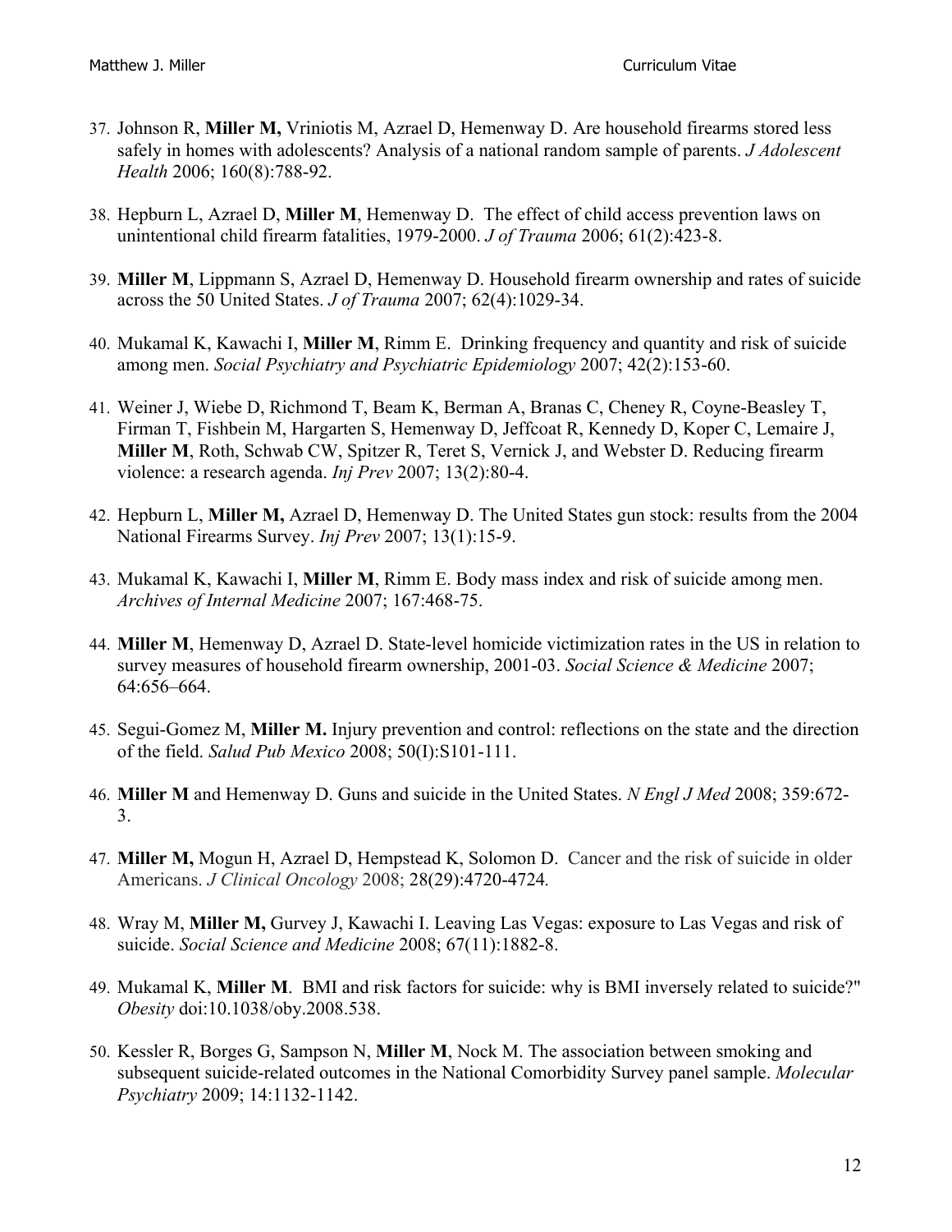37. Johnson R, **Miller M,** Vriniotis M, Azrael D, Hemenway D. Are household firearms stored less safely in homes with adolescents? Analysis of a national random sample of parents. *J Adolescent Health* 2006; 160(8):788-92.

38. Hepburn L, Azrael D, **Miller M**, Hemenway D. The effect of child access prevention laws on unintentional child firearm fatalities, 1979-2000. *J of Trauma* 2006; 61(2):423-8.

39. **Miller M**, Lippmann S, Azrael D, Hemenway D. Household firearm ownership and rates of suicide across the 50 United States. *J of Trauma* 2007; 62(4):1029-34.

40. Mukamal K, Kawachi I, **Miller M**, Rimm E. Drinking frequency and quantity and risk of suicide among men. *Social Psychiatry and Psychiatric Epidemiology* 2007; 42(2):153-60.

41. Weiner J, Wiebe D, Richmond T, Beam K, Berman A, Branas C, Cheney R, Coyne-Beasley T, Firman T, Fishbein M, Hargarten S, Hemenway D, Jeffcoat R, Kennedy D, Koper C, Lemaire J, **Miller M**, Roth, Schwab CW, Spitzer R, Teret S, Vernick J, and Webster D. Reducing firearm violence: a research agenda. *Inj Prev* 2007; 13(2):80-4.

42. Hepburn L, **Miller M,** Azrael D, Hemenway D. The United States gun stock: results from the 2004 National Firearms Survey. *Inj Prev* 2007; 13(1):15-9.

43. Mukamal K, Kawachi I, **Miller M**, Rimm E. Body mass index and risk of suicide among men. *Archives of Internal Medicine* 2007; 167:468-75.

44. **Miller M**, Hemenway D, Azrael D. State-level homicide victimization rates in the US in relation to survey measures of household firearm ownership, 2001-03. *Social Science & Medicine* 2007; 64:656–664.

45. Segui-Gomez M, **Miller M.** Injury prevention and control: reflections on the state and the direction of the field. *Salud Pub Mexico* 2008; 50(I):S101-111.

46. **Miller M** and Hemenway D. Guns and suicide in the United States. *N Engl J Med* 2008; 359:672-3.

47. **Miller M,** Mogun H, Azrael D, Hempstead K, Solomon D. Cancer and the risk of suicide in older Americans. *J Clinical Oncology* 2008; 28(29):4720-4724*.*

48. Wray M, **Miller M,** Gurvey J, Kawachi I. Leaving Las Vegas: exposure to Las Vegas and risk of suicide. *Social Science and Medicine* 2008; 67(11):1882-8.

49. Mukamal K, **Miller M**. BMI and risk factors for suicide: why is BMI inversely related to suicide?" *Obesity* doi:10.1038/oby.2008.538.

50. Kessler R, Borges G, Sampson N, **Miller M**, Nock M. The association between smoking and subsequent suicide-related outcomes in the National Comorbidity Survey panel sample. *Molecular Psychiatry* 2009; 14:1132-1142.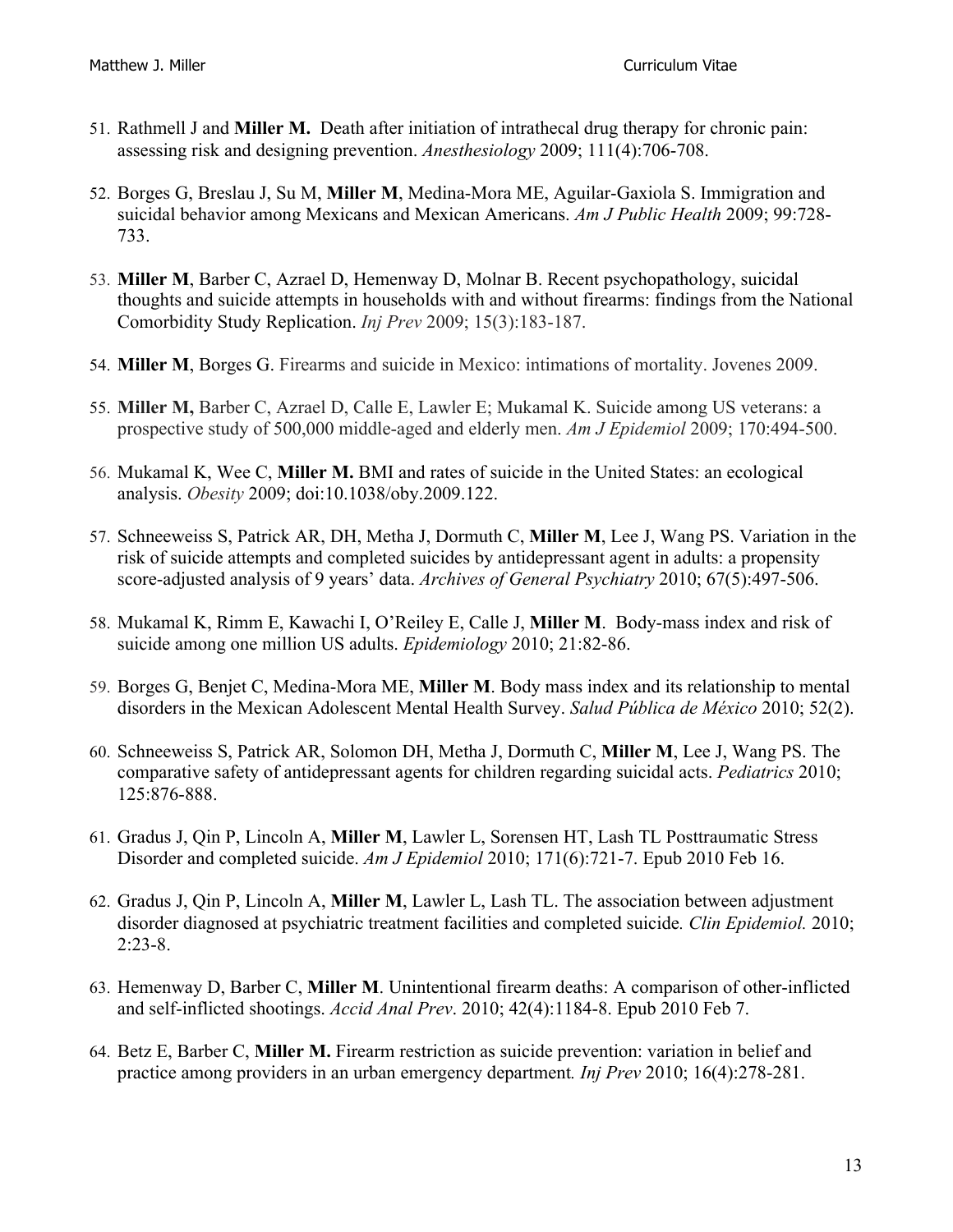51. Rathmell J and **Miller M.** Death after initiation of intrathecal drug therapy for chronic pain: assessing risk and designing prevention. *Anesthesiology* 2009; 111(4):706-708.

52. Borges G, Breslau J, Su M, **Miller M**, Medina-Mora ME, Aguilar-Gaxiola S. Immigration and suicidal behavior among Mexicans and Mexican Americans. *Am J Public Health* 2009; 99:728-733.

53. **Miller M**, Barber C, Azrael D, Hemenway D, Molnar B. Recent psychopathology, suicidal thoughts and suicide attempts in households with and without firearms: findings from the National Comorbidity Study Replication. *Inj Prev* 2009; 15(3):183-187.

54. **Miller M**, Borges G. Firearms and suicide in Mexico: intimations of mortality. Jovenes 2009.

55. **Miller M,** Barber C, Azrael D, Calle E, Lawler E; Mukamal K. Suicide among US veterans: a prospective study of 500,000 middle-aged and elderly men. *Am J Epidemiol* 2009; 170:494-500.

56. Mukamal K, Wee C, **Miller M.** BMI and rates of suicide in the United States: an ecological analysis. *Obesity* 2009; doi:10.1038/oby.2009.122.

57. Schneeweiss S, Patrick AR, DH, Metha J, Dormuth C, **Miller M**, Lee J, Wang PS. Variation in the risk of suicide attempts and completed suicides by antidepressant agent in adults: a propensity score-adjusted analysis of 9 years' data. *Archives of General Psychiatry* 2010; 67(5):497-506.

58. Mukamal K, Rimm E, Kawachi I, O'Reiley E, Calle J, **Miller M**. Body-mass index and risk of suicide among one million US adults. *Epidemiology* 2010; 21:82-86.

59. Borges G, Benjet C, Medina-Mora ME, **Miller M**. Body mass index and its relationship to mental disorders in the Mexican Adolescent Mental Health Survey. *Salud Pública de México* 2010; 52(2).

60. Schneeweiss S, Patrick AR, Solomon DH, Metha J, Dormuth C, **Miller M**, Lee J, Wang PS. The comparative safety of antidepressant agents for children regarding suicidal acts. *Pediatrics* 2010; 125:876-888.

61. Gradus J, Qin P, Lincoln A, **Miller M**, Lawler L, Sorensen HT, Lash TL Posttraumatic Stress Disorder and completed suicide. *Am J Epidemiol* 2010; 171(6):721-7. Epub 2010 Feb 16.

62. Gradus J, Qin P, Lincoln A, **Miller M**, Lawler L, Lash TL. The association between adjustment disorder diagnosed at psychiatric treatment facilities and completed suicide*. Clin Epidemiol.* 2010; 2:23-8.

63. Hemenway D, Barber C, **Miller M**. Unintentional firearm deaths: A comparison of other-inflicted and self-inflicted shootings. *Accid Anal Prev*. 2010; 42(4):1184-8. Epub 2010 Feb 7.

64. Betz E, Barber C, **Miller M.** Firearm restriction as suicide prevention: variation in belief and practice among providers in an urban emergency department*. Inj Prev* 2010; 16(4):278-281.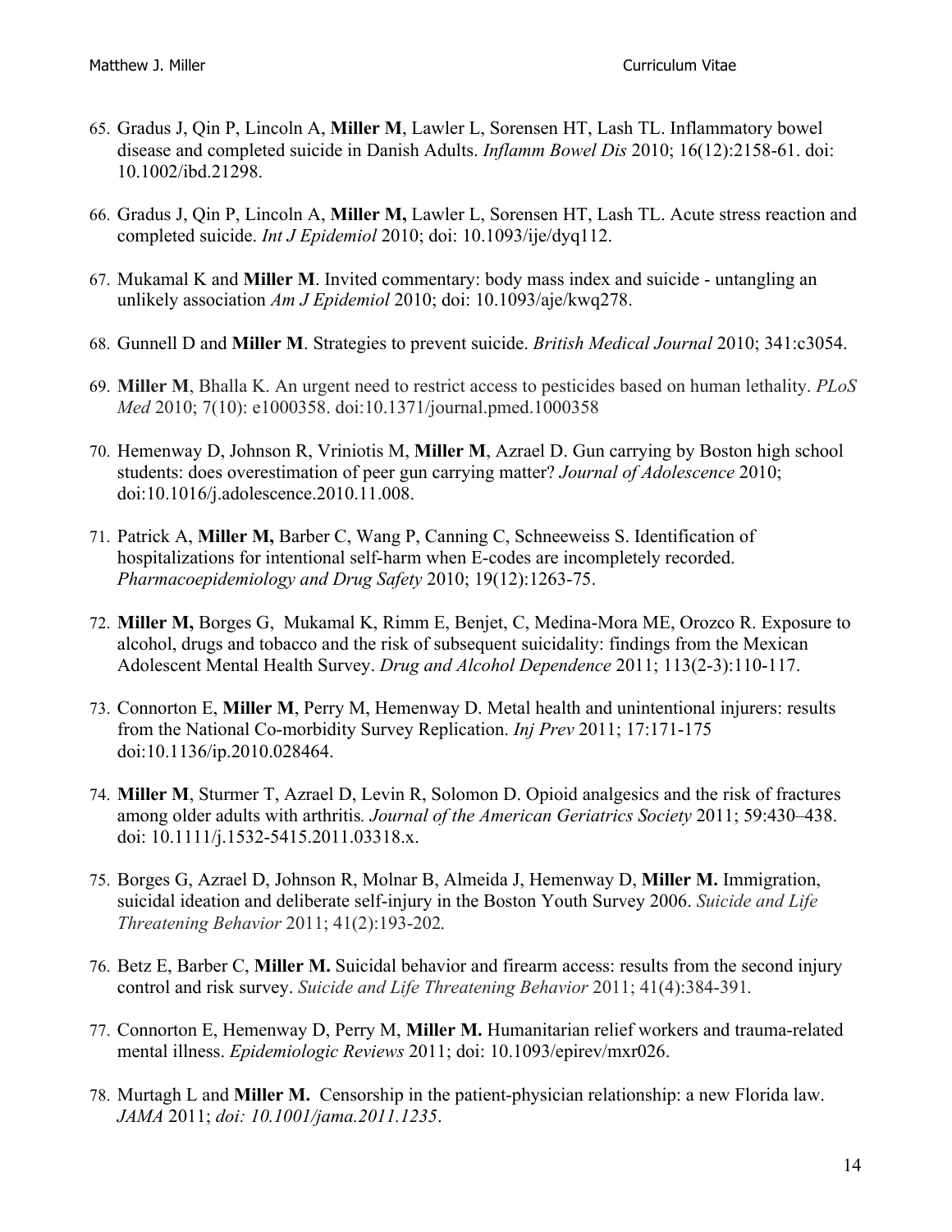65. Gradus J, Qin P, Lincoln A, **Miller M**, Lawler L, Sorensen HT, Lash TL. Inflammatory bowel disease and completed suicide in Danish Adults. *Inflamm Bowel Dis* 2010; 16(12):2158-61. doi: 10.1002/ibd.21298.

66. Gradus J, Qin P, Lincoln A, **Miller M,** Lawler L, Sorensen HT, Lash TL. Acute stress reaction and completed suicide. *Int J Epidemiol* 2010; doi: 10.1093/ije/dyq112.

67. Mukamal K and **Miller M**. Invited commentary: body mass index and suicide - untangling an unlikely association *Am J Epidemiol* 2010; doi: 10.1093/aje/kwq278.

68. Gunnell D and **Miller M**. Strategies to prevent suicide. *British Medical Journal* 2010; 341:c3054.

69. **Miller M**, Bhalla K. An urgent need to restrict access to pesticides based on human lethality. *PLoS Med* 2010; 7(10): e1000358. doi:10.1371/journal.pmed.1000358

70. Hemenway D, Johnson R, Vriniotis M, **Miller M**, Azrael D. Gun carrying by Boston high school students: does overestimation of peer gun carrying matter? *Journal of Adolescence* 2010; doi:10.1016/j.adolescence.2010.11.008.

71. Patrick A, **Miller M,** Barber C, Wang P, Canning C, Schneeweiss S. Identification of hospitalizations for intentional self-harm when E-codes are incompletely recorded. *Pharmacoepidemiology and Drug Safety* 2010; 19(12):1263-75.

72. **Miller M,** Borges G, Mukamal K, Rimm E, Benjet, C, Medina-Mora ME, Orozco R. Exposure to alcohol, drugs and tobacco and the risk of subsequent suicidality: findings from the Mexican Adolescent Mental Health Survey. *Drug and Alcohol Dependence* 2011; 113(2-3):110-117.

73. Connorton E, **Miller M**, Perry M, Hemenway D. Metal health and unintentional injurers: results from the National Co-morbidity Survey Replication. *Inj Prev* 2011; 17:171-175 doi:10.1136/ip.2010.028464.

74. **Miller M**, Sturmer T, Azrael D, Levin R, Solomon D. Opioid analgesics and the risk of fractures among older adults with arthritis*. Journal of the American Geriatrics Society* 2011; 59:430–438. doi: 10.1111/j.1532-5415.2011.03318.x.

75. Borges G, Azrael D, Johnson R, Molnar B, Almeida J, Hemenway D, **Miller M.** Immigration, suicidal ideation and deliberate self-injury in the Boston Youth Survey 2006. *Suicide and Life Threatening Behavior* 2011; 41(2):193-202.

76. Betz E, Barber C, **Miller M.** Suicidal behavior and firearm access: results from the second injury control and risk survey. *Suicide and Life Threatening Behavior* 2011; 41(4):384-391.

77. Connorton E, Hemenway D, Perry M, **Miller M.** Humanitarian relief workers and trauma-related mental illness. *Epidemiologic Reviews* 2011; doi: 10.1093/epirev/mxr026.

78. Murtagh L and **Miller M.** Censorship in the patient-physician relationship: a new Florida law. *JAMA* 2011; *doi: 10.1001/jama.2011.1235*.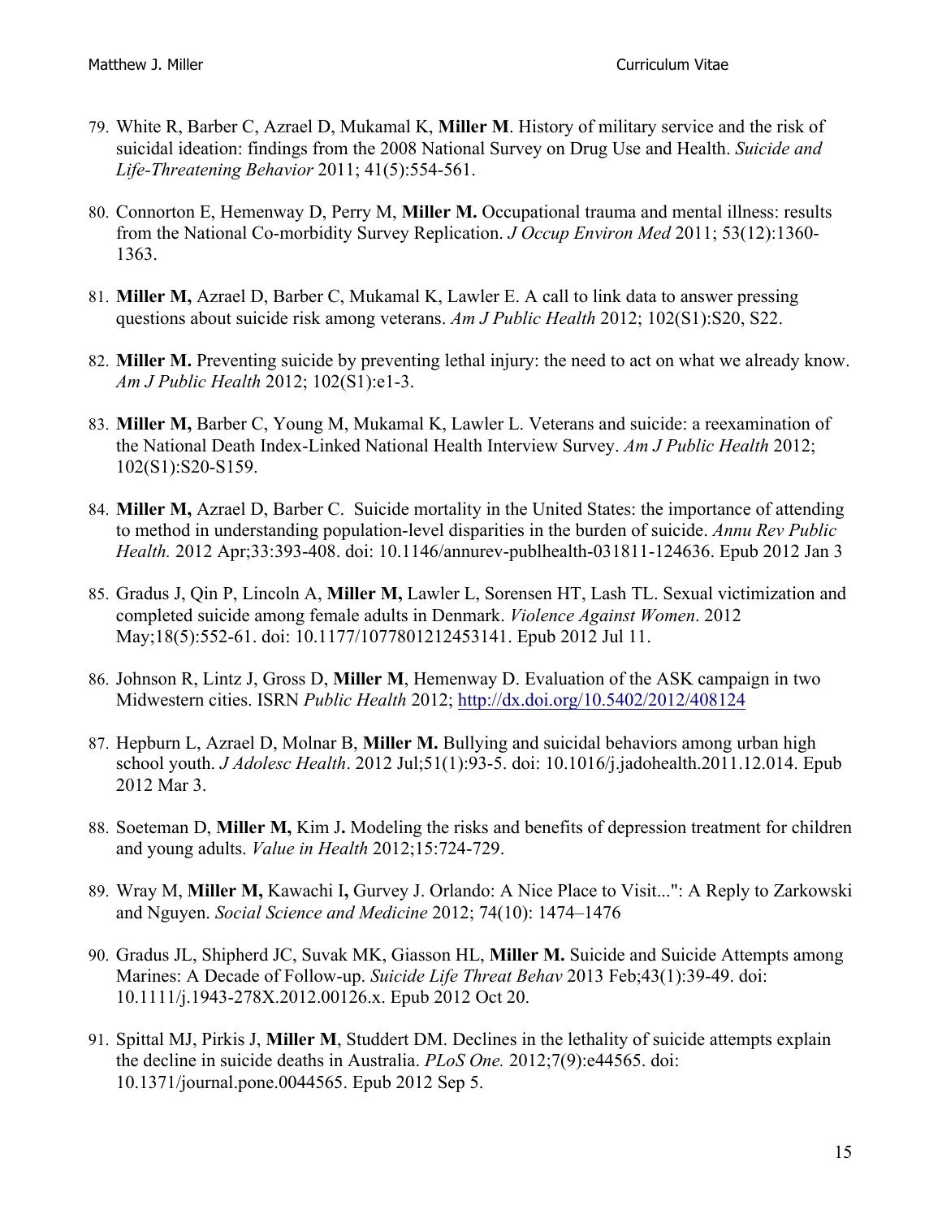79. White R, Barber C, Azrael D, Mukamal K, **Miller M**. History of military service and the risk of suicidal ideation: findings from the 2008 National Survey on Drug Use and Health. *Suicide and Life-Threatening Behavior* 2011; 41(5):554-561.

80. Connorton E, Hemenway D, Perry M, **Miller M.** Occupational trauma and mental illness: results from the National Co-morbidity Survey Replication. *J Occup Environ Med* 2011; 53(12):1360-1363.

81. **Miller M,** Azrael D, Barber C, Mukamal K, Lawler E. A call to link data to answer pressing questions about suicide risk among veterans. *Am J Public Health* 2012; 102(S1):S20, S22.

82. **Miller M.** Preventing suicide by preventing lethal injury: the need to act on what we already know. *Am J Public Health* 2012; 102(S1):e1-3.

83. **Miller M,** Barber C, Young M, Mukamal K, Lawler L. Veterans and suicide: a reexamination of the National Death Index-Linked National Health Interview Survey. *Am J Public Health* 2012; 102(S1):S20-S159.

84. **Miller M,** Azrael D, Barber C. Suicide mortality in the United States: the importance of attending to method in understanding population-level disparities in the burden of suicide. *Annu Rev Public Health.* 2012 Apr;33:393-408. doi: 10.1146/annurev-publhealth-031811-124636. Epub 2012 Jan 3

85. Gradus J, Qin P, Lincoln A, **Miller M,** Lawler L, Sorensen HT, Lash TL. Sexual victimization and completed suicide among female adults in Denmark. *Violence Against Women*. 2012 May;18(5):552-61. doi: 10.1177/1077801212453141. Epub 2012 Jul 11.

86. Johnson R, Lintz J, Gross D, **Miller M**, Hemenway D. Evaluation of the ASK campaign in two Midwestern cities. ISRN *Public Health* 2012; http://dx.doi.org/10.5402/2012/408124

87. Hepburn L, Azrael D, Molnar B, **Miller M.** Bullying and suicidal behaviors among urban high school youth. *J Adolesc Health*. 2012 Jul;51(1):93-5. doi: 10.1016/j.jadohealth.2011.12.014. Epub 2012 Mar 3.

88. Soeteman D, **Miller M,** Kim J**.** Modeling the risks and benefits of depression treatment for children and young adults. *Value in Health* 2012;15:724-729.

89. Wray M, **Miller M,** Kawachi I**,** Gurvey J. Orlando: A Nice Place to Visit...": A Reply to Zarkowski and Nguyen. *Social Science and Medicine* 2012; 74(10): 1474–1476

90. Gradus JL, Shipherd JC, Suvak MK, Giasson HL, **Miller M.** Suicide and Suicide Attempts among Marines: A Decade of Follow-up. *Suicide Life Threat Behav* 2013 Feb;43(1):39-49. doi: 10.1111/j.1943-278X.2012.00126.x. Epub 2012 Oct 20.

91. Spittal MJ, Pirkis J, **Miller M**, Studdert DM. Declines in the lethality of suicide attempts explain the decline in suicide deaths in Australia. *PLoS One.* 2012;7(9):e44565. doi: 10.1371/journal.pone.0044565. Epub 2012 Sep 5.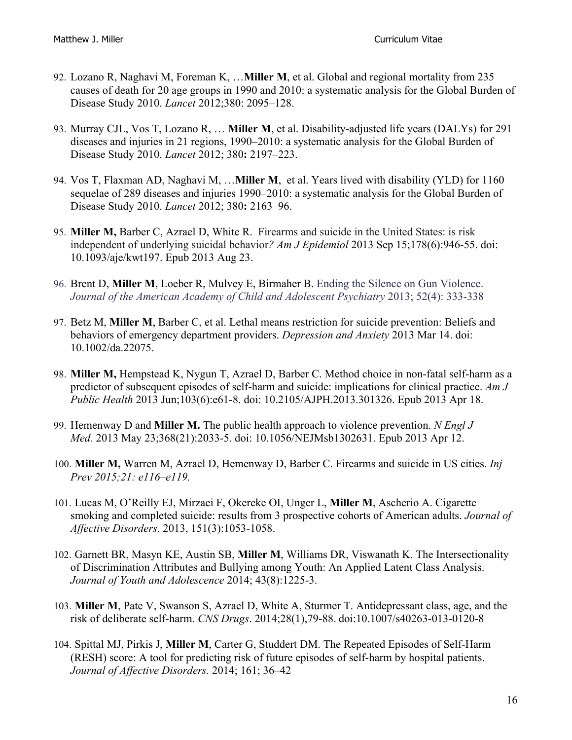92. Lozano R, Naghavi M, Foreman K, …**Miller M**, et al. Global and regional mortality from 235 causes of death for 20 age groups in 1990 and 2010: a systematic analysis for the Global Burden of Disease Study 2010. *Lancet* 2012;380: 2095–128.

93. Murray CJL, Vos T, Lozano R, … **Miller M**, et al. Disability-adjusted life years (DALYs) for 291 diseases and injuries in 21 regions, 1990–2010: a systematic analysis for the Global Burden of Disease Study 2010. *Lancet* 2012; 380**:** 2197–223.

94. Vos T, Flaxman AD, Naghavi M, …**Miller M**, et al. Years lived with disability (YLD) for 1160 sequelae of 289 diseases and injuries 1990–2010: a systematic analysis for the Global Burden of Disease Study 2010. *Lancet* 2012; 380**:** 2163–96.

95. **Miller M,** Barber C, Azrael D, White R. Firearms and suicide in the United States: is risk independent of underlying suicidal behavior*? Am J Epidemiol* 2013 Sep 15;178(6):946-55. doi: 10.1093/aje/kwt197. Epub 2013 Aug 23.

96. Brent D, **Miller M**, Loeber R, Mulvey E, Birmaher B. Ending the Silence on Gun Violence. *Journal of the American Academy of Child and Adolescent Psychiatry* 2013; 52(4): 333-338

97. Betz M, **Miller M**, Barber C, et al. Lethal means restriction for suicide prevention: Beliefs and behaviors of emergency department providers. *Depression and Anxiety* 2013 Mar 14. doi: 10.1002/da.22075.

98. **Miller M,** Hempstead K, Nygun T, Azrael D, Barber C. Method choice in non-fatal self-harm as a predictor of subsequent episodes of self-harm and suicide: implications for clinical practice. *Am J Public Health* 2013 Jun;103(6):e61-8. doi: 10.2105/AJPH.2013.301326. Epub 2013 Apr 18.

99. Hemenway D and **Miller M.** The public health approach to violence prevention. *N Engl J Med.* 2013 May 23;368(21):2033-5. doi: 10.1056/NEJMsb1302631. Epub 2013 Apr 12.

100. **Miller M,** Warren M, Azrael D, Hemenway D, Barber C. Firearms and suicide in US cities. *Inj Prev 2015;21: e116–e119.*

101. Lucas M, O'Reilly EJ, Mirzaei F, Okereke OI, Unger L, **Miller M**, Ascherio A. Cigarette smoking and completed suicide: results from 3 prospective cohorts of American adults. *Journal of Affective Disorders.* 2013, 151(3):1053-1058.

102. Garnett BR, Masyn KE, Austin SB, **Miller M**, Williams DR, Viswanath K. The Intersectionality of Discrimination Attributes and Bullying among Youth: An Applied Latent Class Analysis. *Journal of Youth and Adolescence* 2014; 43(8):1225-3.

103. **Miller M**, Pate V, Swanson S, Azrael D, White A, Sturmer T. Antidepressant class, age, and the risk of deliberate self-harm. *CNS Drugs*. 2014;28(1),79-88. doi:10.1007/s40263-013-0120-8

104. Spittal MJ, Pirkis J, **Miller M**, Carter G, Studdert DM. The Repeated Episodes of Self-Harm (RESH) score: A tool for predicting risk of future episodes of self-harm by hospital patients. *Journal of Affective Disorders.* 2014; 161; 36–42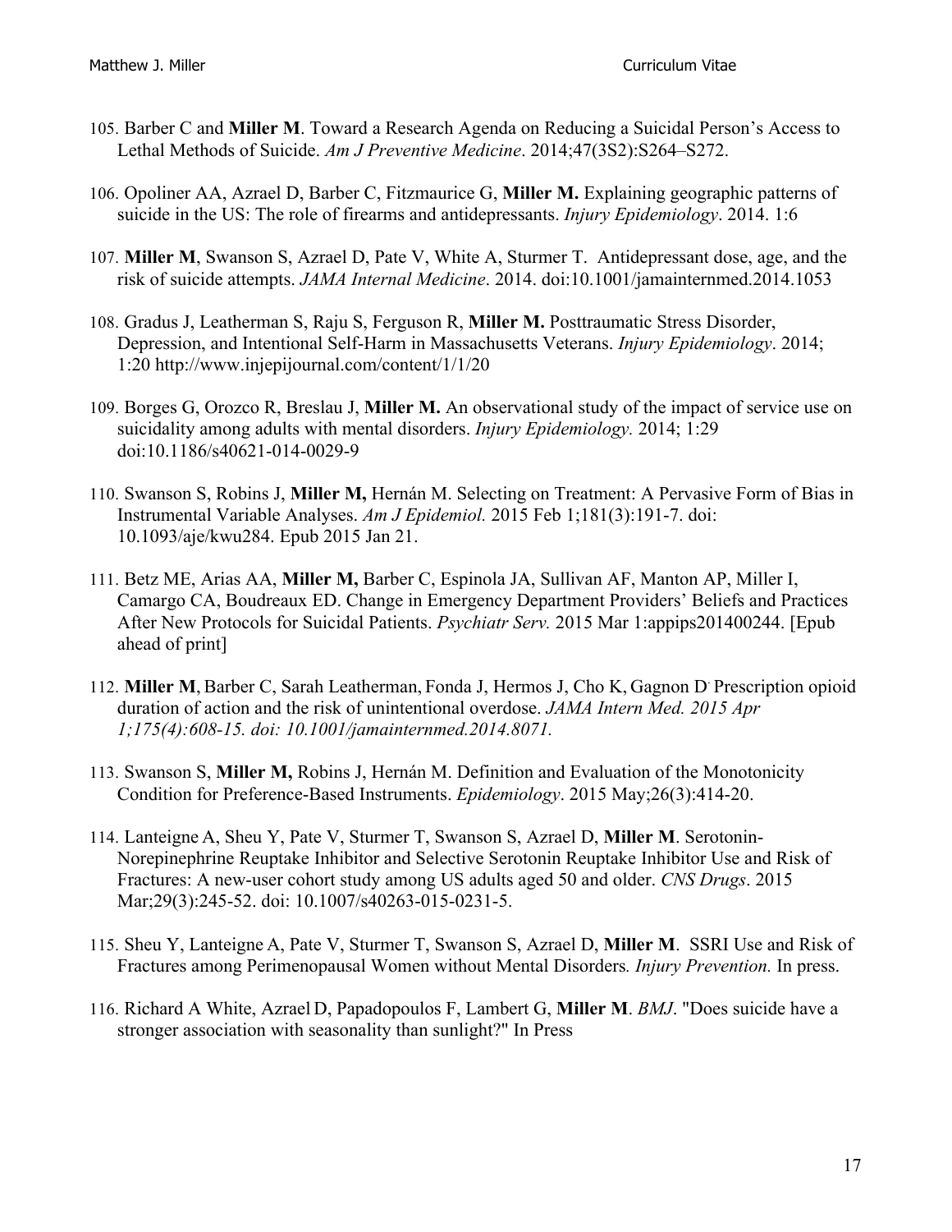105. Barber C and **Miller M**. Toward a Research Agenda on Reducing a Suicidal Person's Access to Lethal Methods of Suicide. *Am J Preventive Medicine*. 2014;47(3S2):S264–S272.

106. Opoliner AA, Azrael D, Barber C, Fitzmaurice G, **Miller M.** Explaining geographic patterns of suicide in the US: The role of firearms and antidepressants. *Injury Epidemiology*. 2014. 1:6

107. **Miller M**, Swanson S, Azrael D, Pate V, White A, Sturmer T. Antidepressant dose, age, and the risk of suicide attempts. *JAMA Internal Medicine*. 2014. doi:10.1001/jamainternmed.2014.1053

108. Gradus J, Leatherman S, Raju S, Ferguson R, **Miller M.** Posttraumatic Stress Disorder, Depression, and Intentional Self-Harm in Massachusetts Veterans. *Injury Epidemiology*. 2014; 1:20 http://www.injepijournal.com/content/1/1/20

109. Borges G, Orozco R, Breslau J, **Miller M.** An observational study of the impact of service use on suicidality among adults with mental disorders. *Injury Epidemiology.* 2014; 1:29 doi:10.1186/s40621-014-0029-9

110. Swanson S, Robins J, **Miller M,** Hernán M. Selecting on Treatment: A Pervasive Form of Bias in Instrumental Variable Analyses. *Am J Epidemiol.* 2015 Feb 1;181(3):191-7. doi: 10.1093/aje/kwu284. Epub 2015 Jan 21.

111. Betz ME, Arias AA, **Miller M,** Barber C, Espinola JA, Sullivan AF, Manton AP, Miller I, Camargo CA, Boudreaux ED. Change in Emergency Department Providers' Beliefs and Practices After New Protocols for Suicidal Patients. *Psychiatr Serv.* 2015 Mar 1:appips201400244. [Epub ahead of print]

112. **Miller M**, Barber C, Sarah Leatherman, Fonda J, Hermos J, Cho K, Gagnon D. Prescription opioid duration of action and the risk of unintentional overdose. *JAMA Intern Med. 2015 Apr 1;175(4):608-15. doi: 10.1001/jamainternmed.2014.8071.*

113. Swanson S, **Miller M,** Robins J, Hernán M. Definition and Evaluation of the Monotonicity Condition for Preference-Based Instruments. *Epidemiology*. 2015 May;26(3):414-20.

114. Lanteigne A, Sheu Y, Pate V, Sturmer T, Swanson S, Azrael D, **Miller M**. Serotonin-Norepinephrine Reuptake Inhibitor and Selective Serotonin Reuptake Inhibitor Use and Risk of Fractures: A new-user cohort study among US adults aged 50 and older. *CNS Drugs*. 2015 Mar;29(3):245-52. doi: 10.1007/s40263-015-0231-5.

115. Sheu Y, Lanteigne A, Pate V, Sturmer T, Swanson S, Azrael D, **Miller M**. SSRI Use and Risk of Fractures among Perimenopausal Women without Mental Disorders. *Injury Prevention.* In press.

116. Richard A White, Azrael D, Papadopoulos F, Lambert G, **Miller M**. *BMJ*. "Does suicide have a stronger association with seasonality than sunlight?" In Press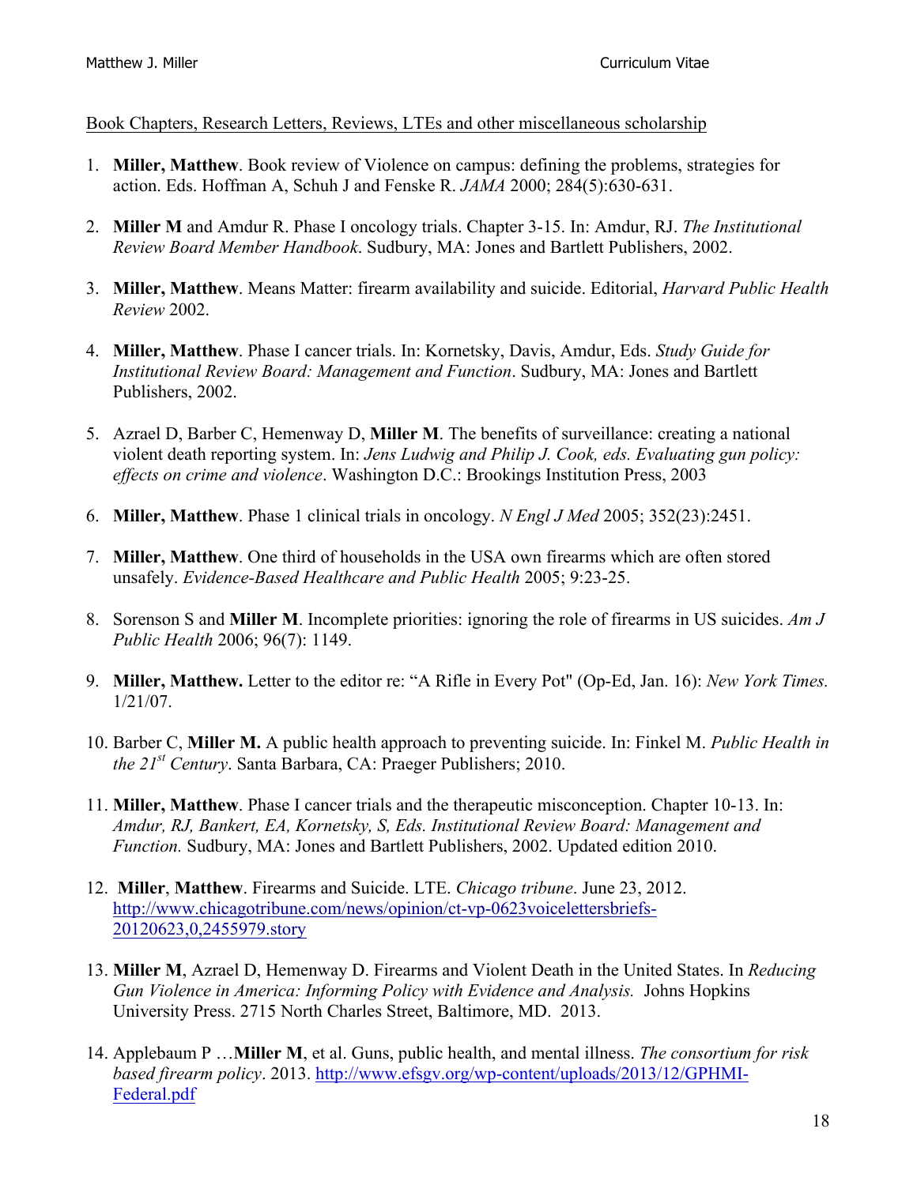Book Chapters, Research Letters, Reviews, LTEs and other miscellaneous scholarship

1. **Miller, Matthew**. Book review of Violence on campus: defining the problems, strategies for action. Eds. Hoffman A, Schuh J and Fenske R. *JAMA* 2000; 284(5):630-631.

2. **Miller M** and Amdur R. Phase I oncology trials. Chapter 3-15. In: Amdur, RJ. *The Institutional Review Board Member Handbook*. Sudbury, MA: Jones and Bartlett Publishers, 2002.

3. **Miller, Matthew**. Means Matter: firearm availability and suicide. Editorial, *Harvard Public Health Review* 2002.

4. **Miller, Matthew**. Phase I cancer trials. In: Kornetsky, Davis, Amdur, Eds. *Study Guide for Institutional Review Board: Management and Function*. Sudbury, MA: Jones and Bartlett Publishers, 2002.

5. Azrael D, Barber C, Hemenway D, **Miller M**. The benefits of surveillance: creating a national violent death reporting system. In: *Jens Ludwig and Philip J. Cook, eds. Evaluating gun policy: effects on crime and violence*. Washington D.C.: Brookings Institution Press, 2003

6. **Miller, Matthew**. Phase 1 clinical trials in oncology. *N Engl J Med* 2005; 352(23):2451.

7. **Miller, Matthew**. One third of households in the USA own firearms which are often stored unsafely. *Evidence-Based Healthcare and Public Health* 2005; 9:23-25.

8. Sorenson S and **Miller M**. Incomplete priorities: ignoring the role of firearms in US suicides. *Am J Public Health* 2006; 96(7): 1149.

9. **Miller, Matthew.** Letter to the editor re: "A Rifle in Every Pot" (Op-Ed, Jan. 16): *New York Times.* 1/21/07.

10. Barber C, **Miller M.** A public health approach to preventing suicide. In: Finkel M. *Public Health in the 21st Century*. Santa Barbara, CA: Praeger Publishers; 2010.

11. **Miller, Matthew**. Phase I cancer trials and the therapeutic misconception. Chapter 10-13. In: *Amdur, RJ, Bankert, EA, Kornetsky, S, Eds. Institutional Review Board: Management and Function.* Sudbury, MA: Jones and Bartlett Publishers, 2002. Updated edition 2010.

12. **Miller**, **Matthew**. Firearms and Suicide. LTE. *Chicago tribune*. June 23, 2012. http://www.chicagotribune.com/news/opinion/ct-vp-0623voicelettersbriefs-20120623,0,2455979.story

13. **Miller M**, Azrael D, Hemenway D. Firearms and Violent Death in the United States. In *Reducing Gun Violence in America: Informing Policy with Evidence and Analysis.* Johns Hopkins University Press. 2715 North Charles Street, Baltimore, MD. 2013.

14. Applebaum P …**Miller M**, et al. Guns, public health, and mental illness. *The consortium for risk based firearm policy*. 2013. http://www.efsgv.org/wp-content/uploads/2013/12/GPHMI-Federal.pdf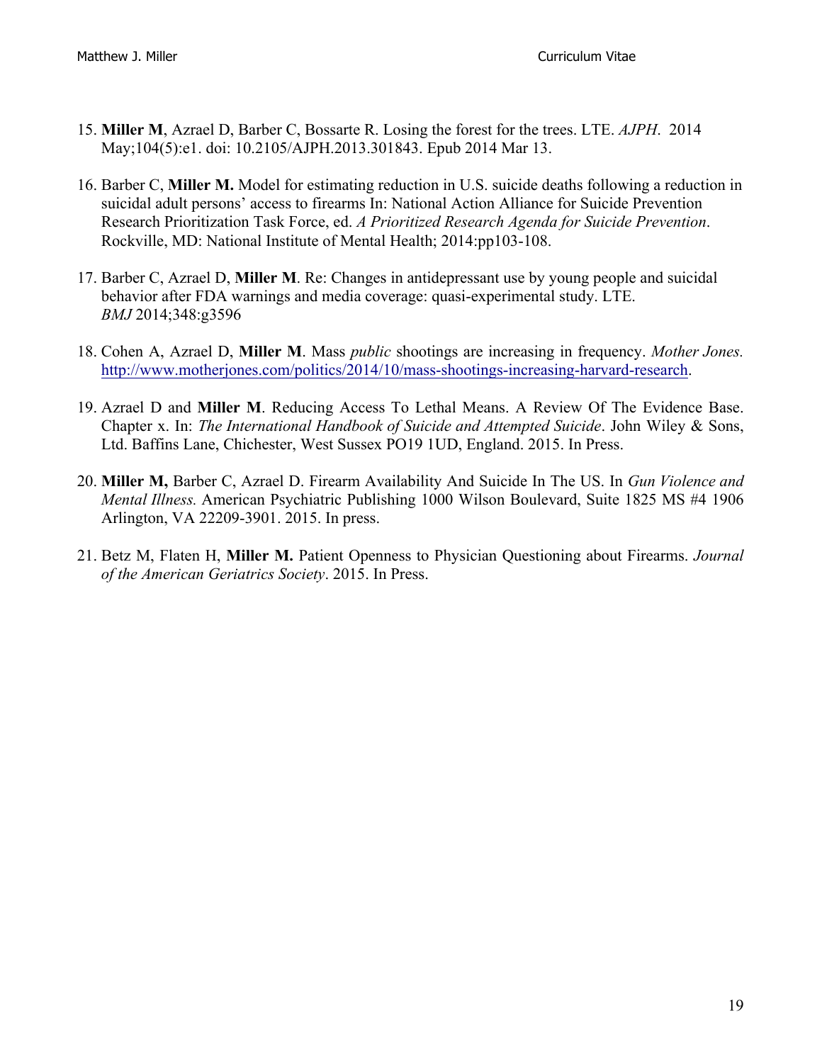15. **Miller M**, Azrael D, Barber C, Bossarte R. Losing the forest for the trees. LTE. *AJPH*. 2014 May;104(5):e1. doi: 10.2105/AJPH.2013.301843. Epub 2014 Mar 13.

16. Barber C, **Miller M.** Model for estimating reduction in U.S. suicide deaths following a reduction in suicidal adult persons' access to firearms In: National Action Alliance for Suicide Prevention Research Prioritization Task Force, ed. *A Prioritized Research Agenda for Suicide Prevention*. Rockville, MD: National Institute of Mental Health; 2014:pp103-108.

17. Barber C, Azrael D, **Miller M**. Re: Changes in antidepressant use by young people and suicidal behavior after FDA warnings and media coverage: quasi-experimental study. LTE. *BMJ* 2014;348:g3596

18. Cohen A, Azrael D, **Miller M**. Mass *public* shootings are increasing in frequency. *Mother Jones.* http://www.motherjones.com/politics/2014/10/mass-shootings-increasing-harvard-research.

19. Azrael D and **Miller M**. Reducing Access To Lethal Means. A Review Of The Evidence Base. Chapter x. In: *The International Handbook of Suicide and Attempted Suicide*. John Wiley & Sons, Ltd. Baffins Lane, Chichester, West Sussex PO19 1UD, England. 2015. In Press.

20. **Miller M,** Barber C, Azrael D. Firearm Availability And Suicide In The US. In *Gun Violence and Mental Illness.* American Psychiatric Publishing 1000 Wilson Boulevard, Suite 1825 MS #4 1906 Arlington, VA 22209-3901. 2015. In press.

21. Betz M, Flaten H, **Miller M.** Patient Openness to Physician Questioning about Firearms. *Journal of the American Geriatrics Society*. 2015. In Press.